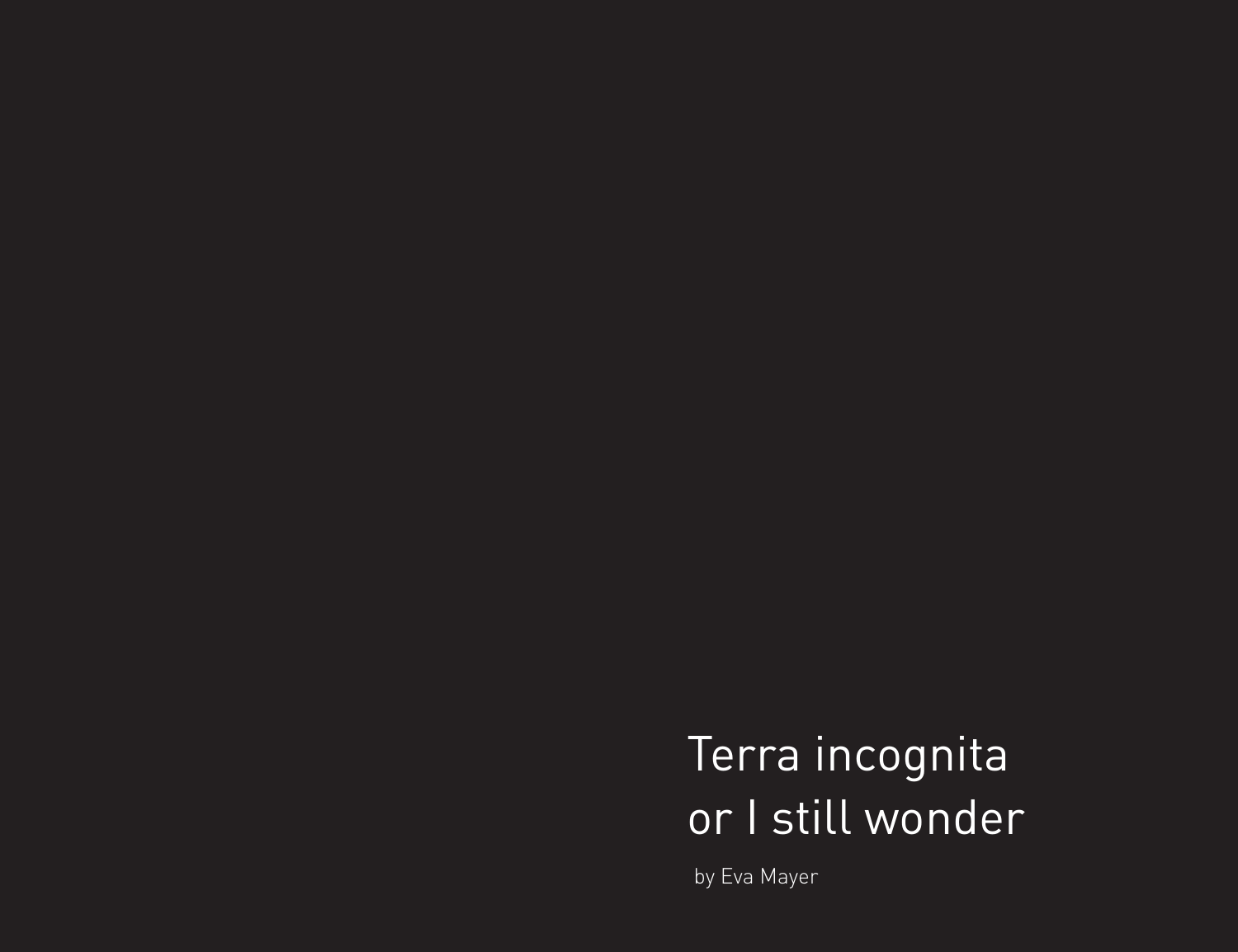# Terra incognita or I still wonder

by Eva Mayer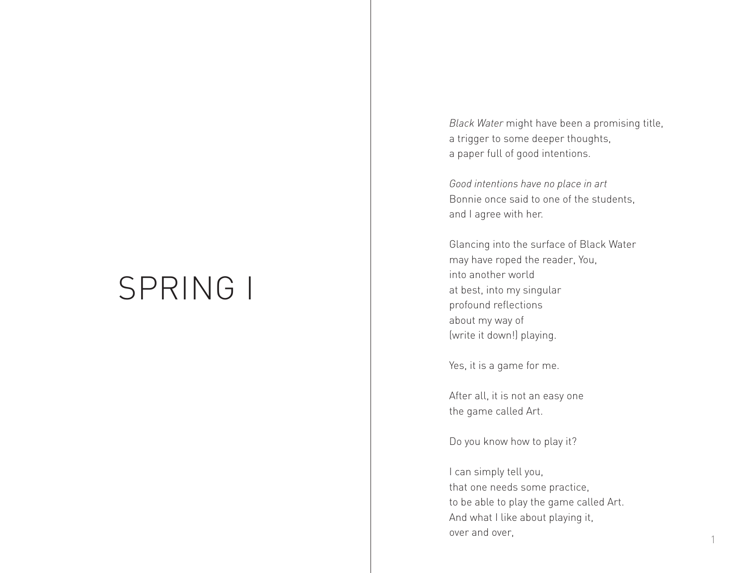# SPRING I

*Black Water* might have been a promising title,  
a trigger to some deeper thoughts,  
a paper full of good intentions.

*Good intentions have no place in art*  
Bonnie once said to one of the students,  
and I agree with her.

Glancing into the surface of Black Water  
may have roped the reader, You,  
into another world  
at best, into my singular  
profound reflections  
about my way of  
(write it down!) playing.

Yes, it is a game for me.

After all, it is not an easy one  
the game called Art.

Do you know how to play it?

I can simply tell you,  
that one needs some practice,  
to be able to play the game called Art.  
And what I like about playing it,  
over and over,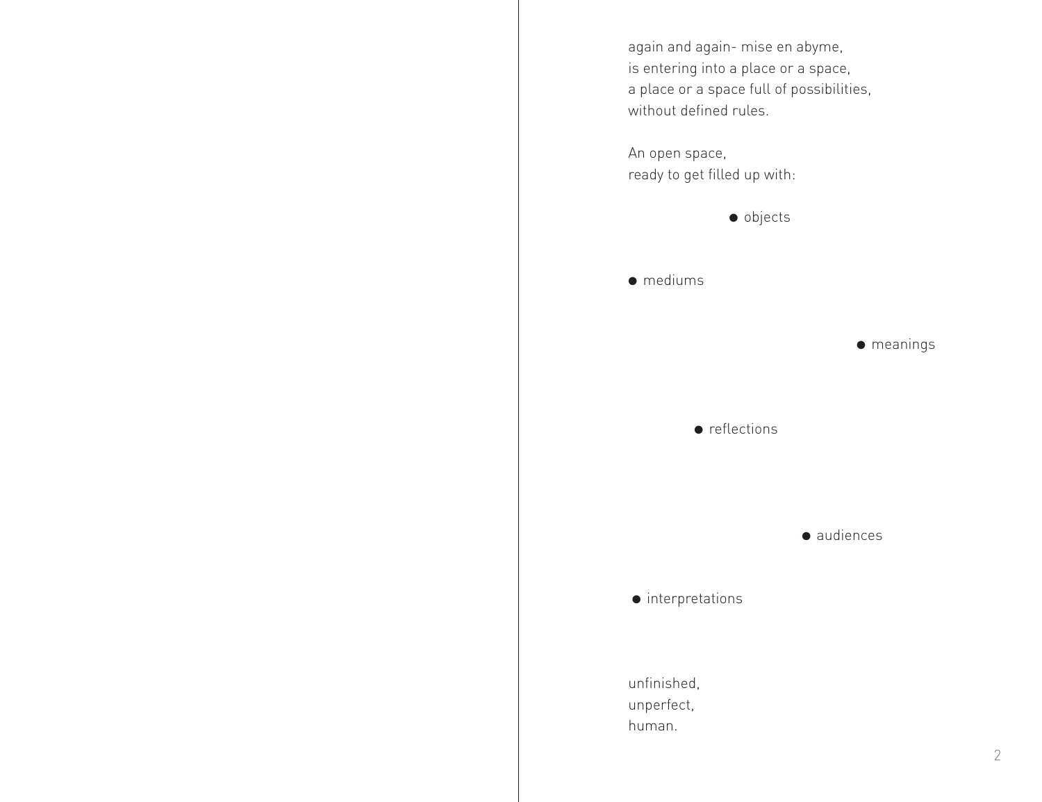again and again- mise en abyme,
is entering into a place or a space,
a place or a space full of possibilities,
without defined rules.

An open space,
ready to get filled up with:

- objects
- mediums
- meanings
- reflections
- audiences
- interpretations

unfinished,
unperfect,
human.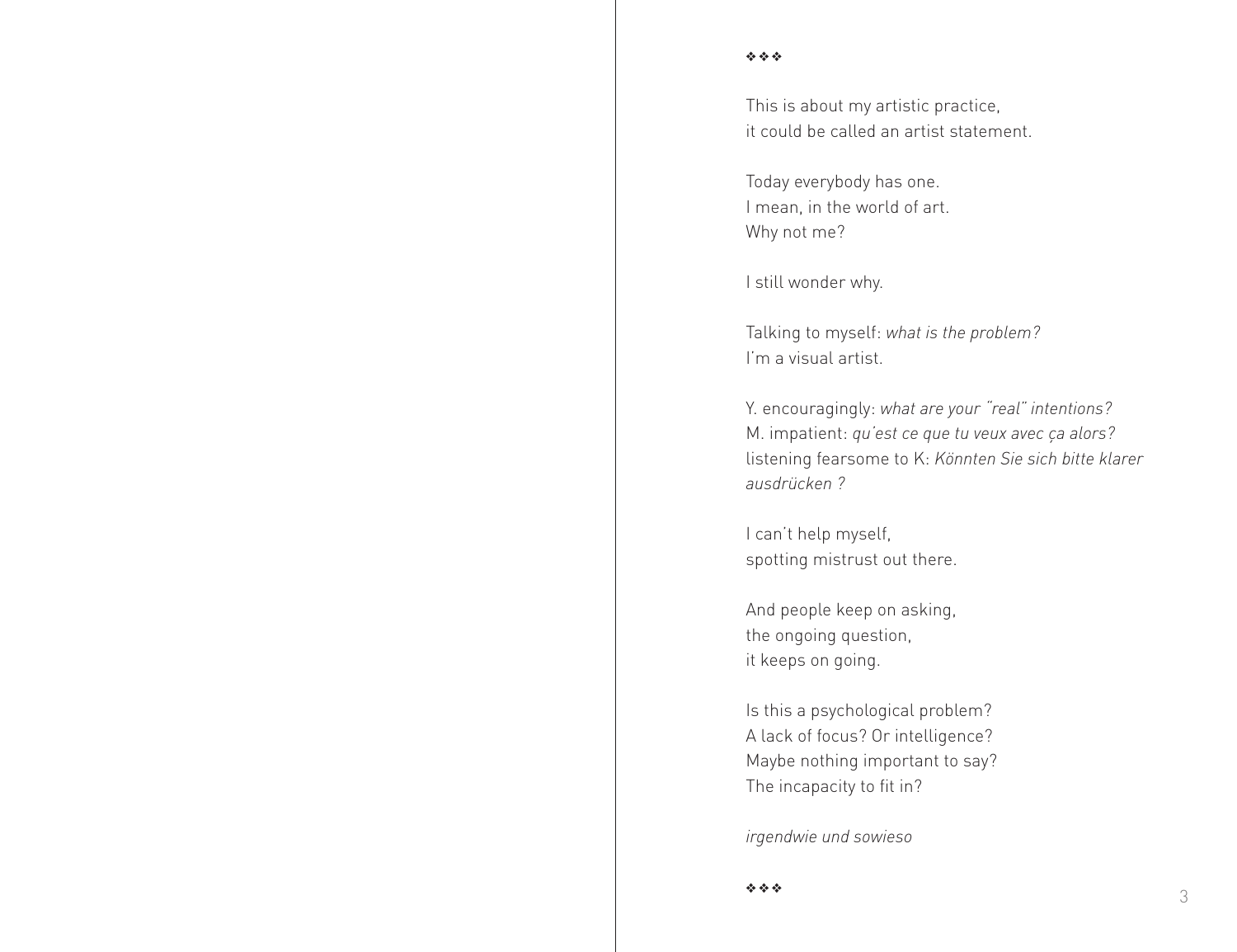❖❖❖

This is about my artistic practice,
it could be called an artist statement.

Today everybody has one.
I mean, in the world of art.
Why not me?

I still wonder why.

Talking to myself: *what is the problem?*
I'm a visual artist.

Y. encouragingly: *what are your "real" intentions?*
M. impatient: *qu'est ce que tu veux avec ça alors?*
listening fearsome to K: *Könnten Sie sich bitte klarer ausdrücken ?*

I can't help myself,
spotting mistrust out there.

And people keep on asking,
the ongoing question,
it keeps on going.

Is this a psychological problem?
A lack of focus? Or intelligence?
Maybe nothing important to say?
The incapacity to fit in?

*irgendwie und sowieso*

❖❖❖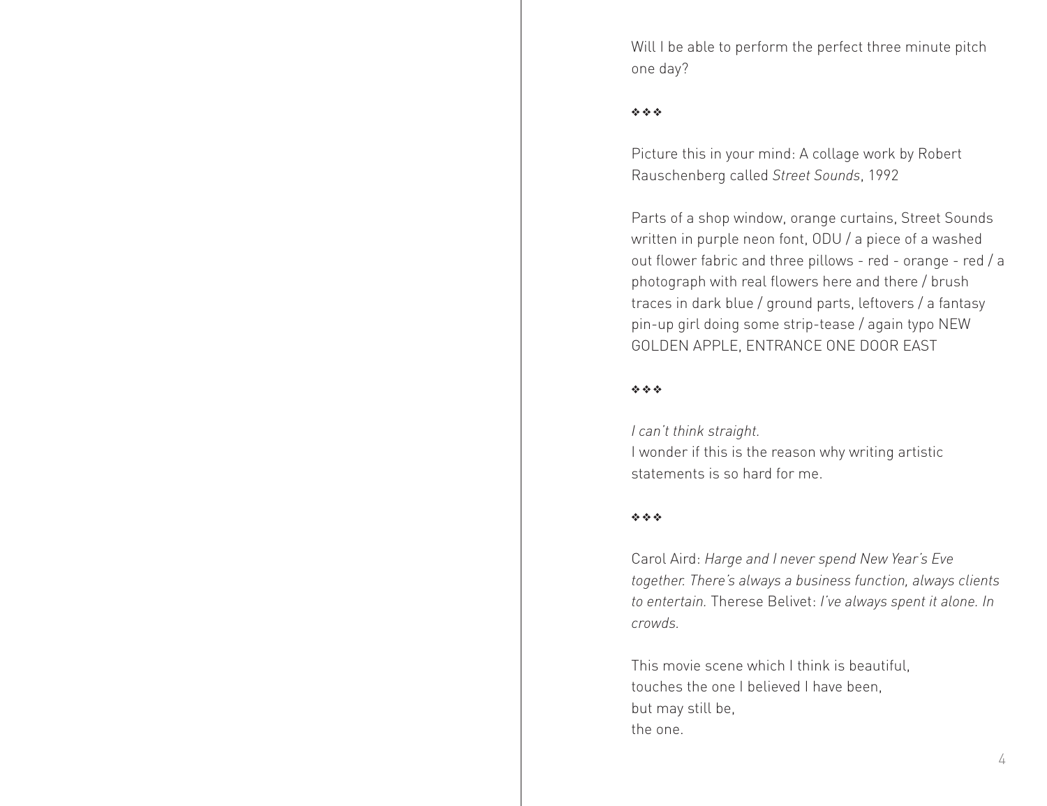Will I be able to perform the perfect three minute pitch one day?

❖❖❖

Picture this in your mind: A collage work by Robert Rauschenberg called *Street Sounds*, 1992

Parts of a shop window, orange curtains, Street Sounds written in purple neon font, ODU / a piece of a washed out flower fabric and three pillows - red - orange - red / a photograph with real flowers here and there / brush traces in dark blue / ground parts, leftovers / a fantasy pin-up girl doing some strip-tease / again typo NEW GOLDEN APPLE, ENTRANCE ONE DOOR EAST

❖❖❖

*I can't think straight.*
I wonder if this is the reason why writing artistic statements is so hard for me.

❖❖❖

Carol Aird: *Harge and I never spend New Year's Eve together. There's always a business function, always clients to entertain.* Therese Belivet: *I've always spent it alone. In crowds.*

This movie scene which I think is beautiful,
touches the one I believed I have been,
but may still be,
the one.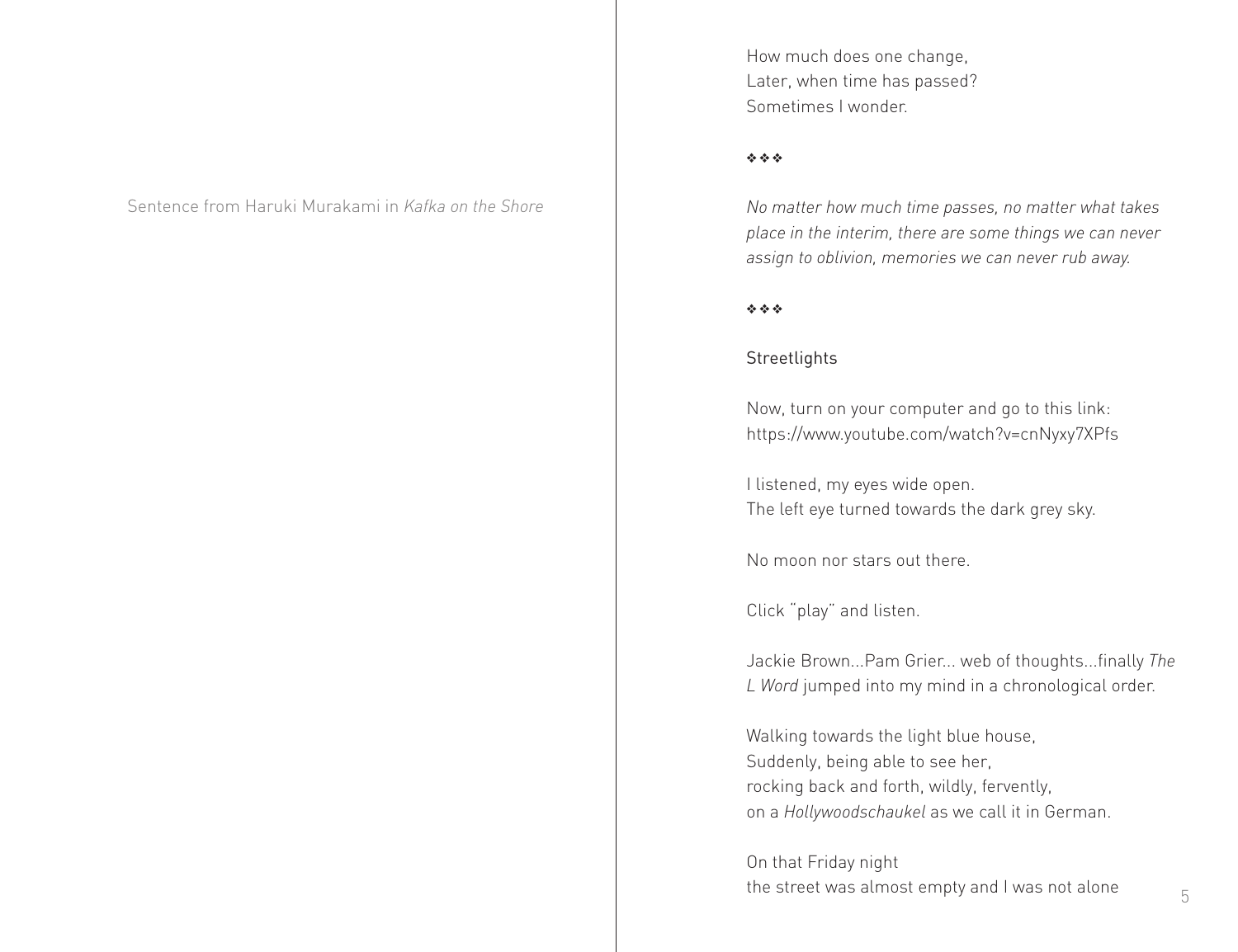Sentence from Haruki Murakami in *Kafka on the Shore*

How much does one change,
Later, when time has passed?
Sometimes I wonder.

❖❖❖

*No matter how much time passes, no matter what takes place in the interim, there are some things we can never assign to oblivion, memories we can never rub away.*

❖❖❖

Streetlights

Now, turn on your computer and go to this link:
https://www.youtube.com/watch?v=cnNyxy7XPfs

I listened, my eyes wide open.
The left eye turned towards the dark grey sky.

No moon nor stars out there.

Click "play" and listen.

Jackie Brown...Pam Grier... web of thoughts...finally *The L Word* jumped into my mind in a chronological order.

Walking towards the light blue house,
Suddenly, being able to see her,
rocking back and forth, wildly, fervently,
on a *Hollywoodschaukel* as we call it in German.

On that Friday night
the street was almost empty and I was not alone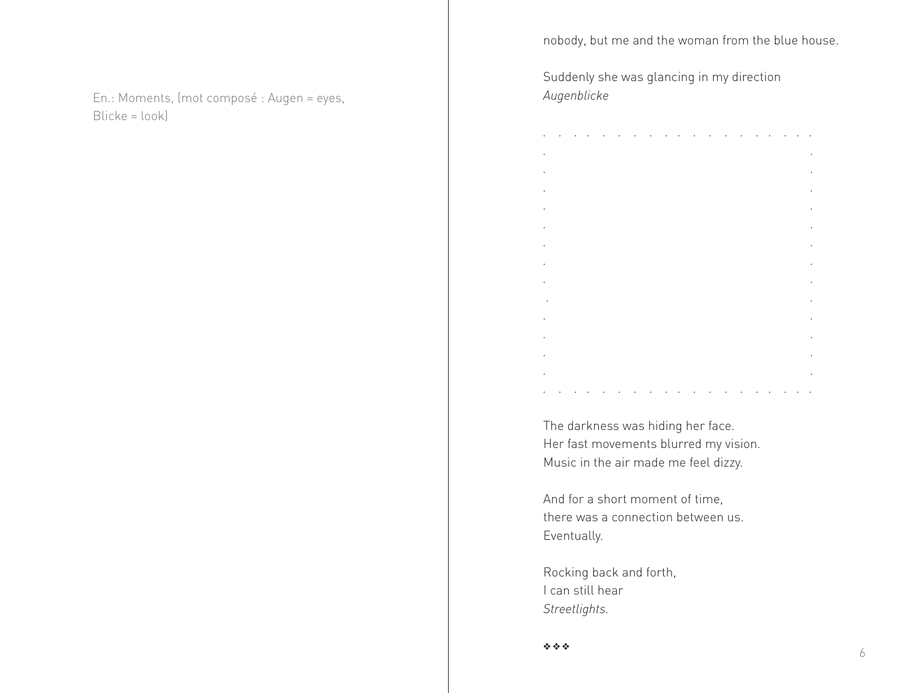En.: Moments, (mot composé : Augen = eyes, Blicke = look)

nobody, but me and the woman from the blue house.

Suddenly she was glancing in my direction
*Augenblicke*

```
.  .  .  .  .  .  .  .  .  .  .  .  .  .  .  .  .  .  .
.                                                      .
.                                                      .
.                                                      .
.                                                      .
.                                                      .
.                                                      .
.                                                      .
.                                                      .
.                                                      .
.                                                      .
.                                                      .
.                                                      .
.                                                      .
.  .  .  .  .  .  .  .  .  .  .  .  .  .  .  .  .  .  .
```

The darkness was hiding her face.
Her fast movements blurred my vision.
Music in the air made me feel dizzy.

And for a short moment of time,
there was a connection between us.
Eventually.

Rocking back and forth,
I can still hear
*Streetlights.*

❖❖❖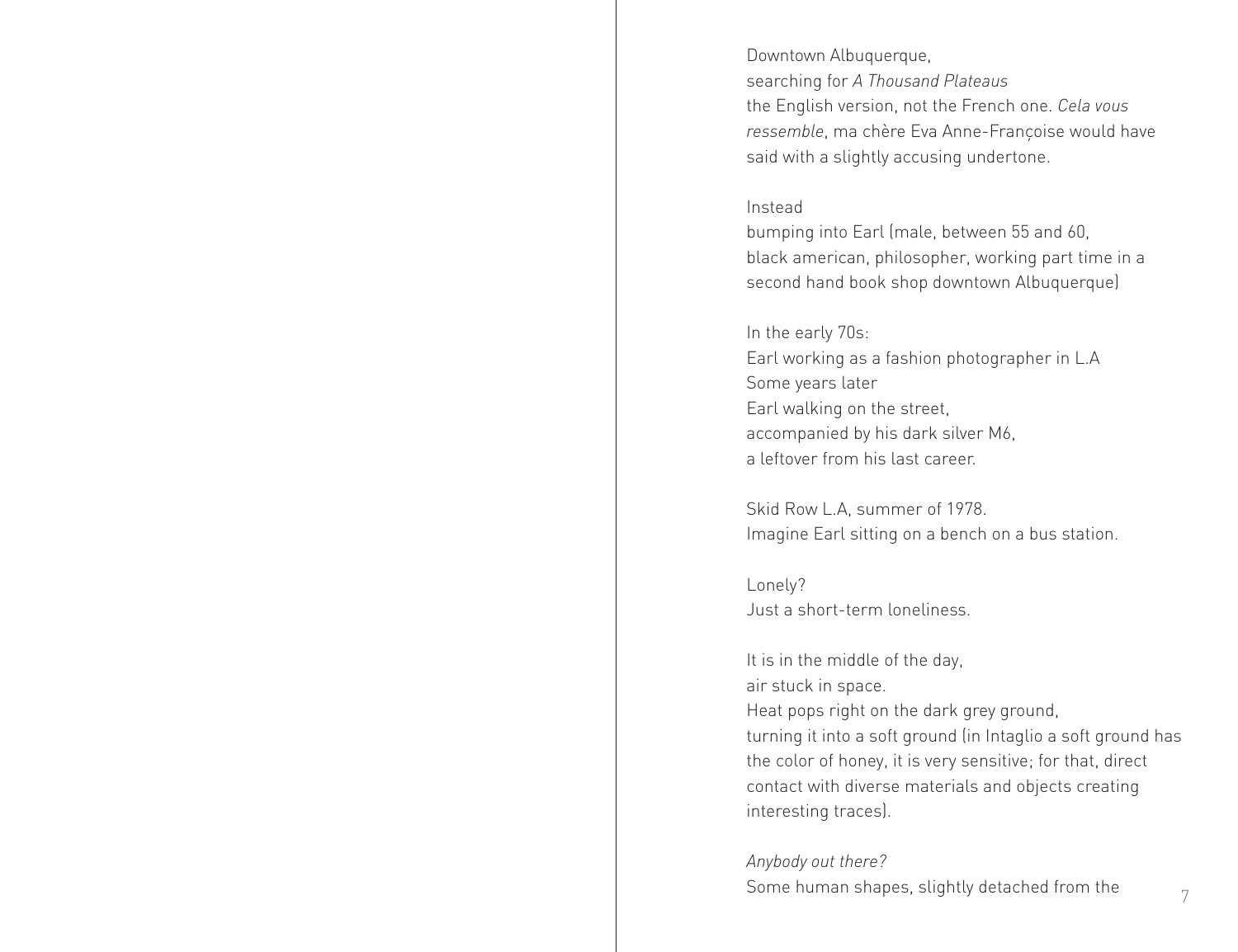Downtown Albuquerque,  
searching for *A Thousand Plateaus*  
the English version, not the French one. *Cela vous ressemble*, ma chère Eva Anne-Françoise would have said with a slightly accusing undertone.

Instead  
bumping into Earl (male, between 55 and 60, black american, philosopher, working part time in a second hand book shop downtown Albuquerque)

In the early 70s:  
Earl working as a fashion photographer in L.A  
Some years later  
Earl walking on the street,  
accompanied by his dark silver M6,  
a leftover from his last career.

Skid Row L.A, summer of 1978.  
Imagine Earl sitting on a bench on a bus station.

Lonely?  
Just a short-term loneliness.

It is in the middle of the day,  
air stuck in space.  
Heat pops right on the dark grey ground,  
turning it into a soft ground (in Intaglio a soft ground has the color of honey, it is very sensitive; for that, direct contact with diverse materials and objects creating interesting traces).

*Anybody out there?*  
Some human shapes, slightly detached from the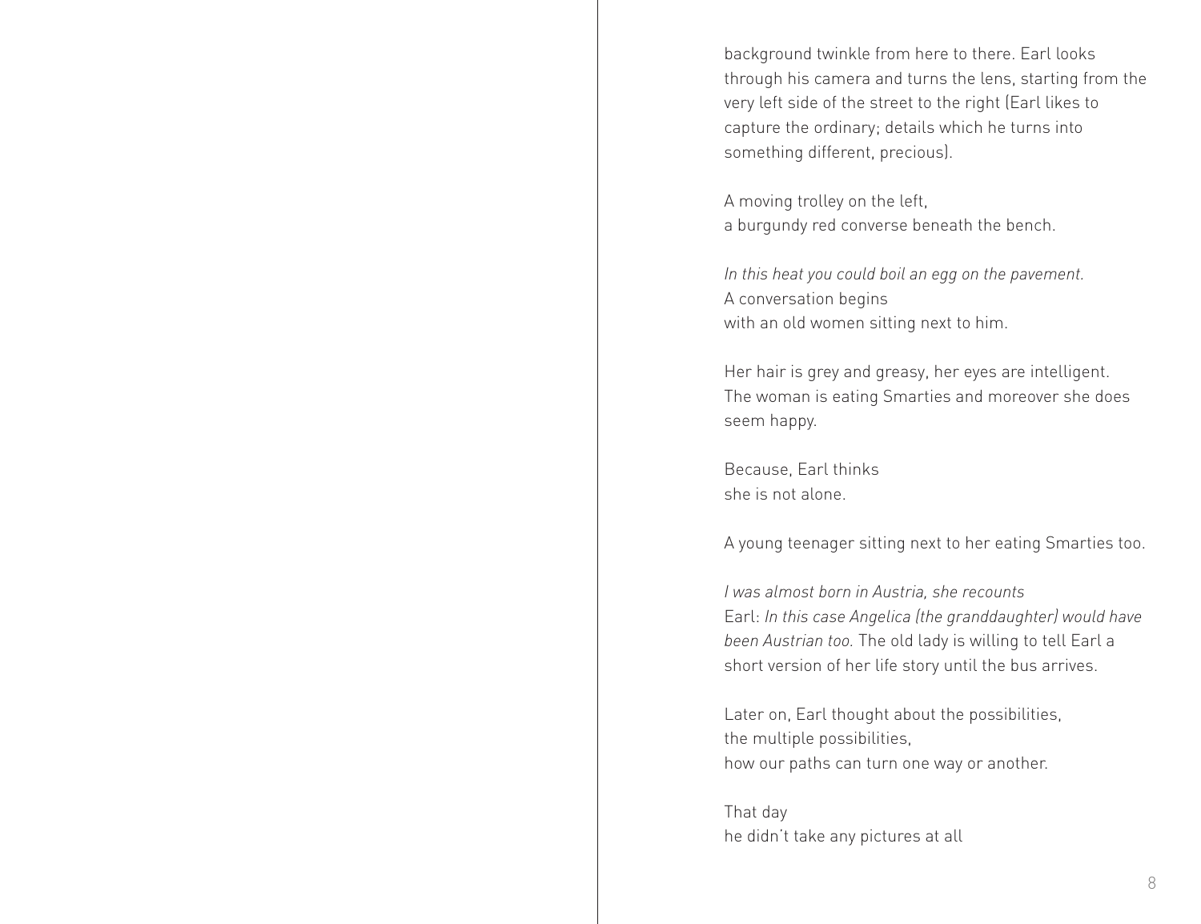background twinkle from here to there. Earl looks through his camera and turns the lens, starting from the very left side of the street to the right (Earl likes to capture the ordinary; details which he turns into something different, precious).

A moving trolley on the left,
a burgundy red converse beneath the bench.

*In this heat you could boil an egg on the pavement.*
A conversation begins
with an old women sitting next to him.

Her hair is grey and greasy, her eyes are intelligent. The woman is eating Smarties and moreover she does seem happy.

Because, Earl thinks
she is not alone.

A young teenager sitting next to her eating Smarties too.

*I was almost born in Austria, she recounts*
Earl: *In this case Angelica (the granddaughter) would have been Austrian too.* The old lady is willing to tell Earl a short version of her life story until the bus arrives.

Later on, Earl thought about the possibilities,
the multiple possibilities,
how our paths can turn one way or another.

That day
he didn't take any pictures at all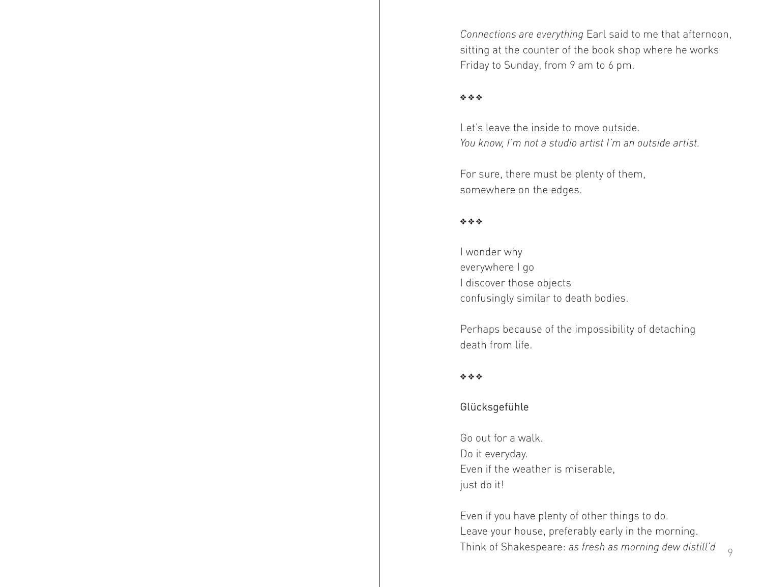*Connections are everything* Earl said to me that afternoon, sitting at the counter of the book shop where he works Friday to Sunday, from 9 am to 6 pm.

❖❖❖

Let's leave the inside to move outside.  
*You know, I'm not a studio artist I'm an outside artist.*

For sure, there must be plenty of them,  
somewhere on the edges.

❖❖❖

I wonder why  
everywhere I go  
I discover those objects  
confusingly similar to death bodies.

Perhaps because of the impossibility of detaching death from life.

❖❖❖

Glücksgefühle

Go out for a walk.  
Do it everyday.  
Even if the weather is miserable,  
just do it!

Even if you have plenty of other things to do.  
Leave your house, preferably early in the morning.  
Think of Shakespeare: *as fresh as morning dew distill'd*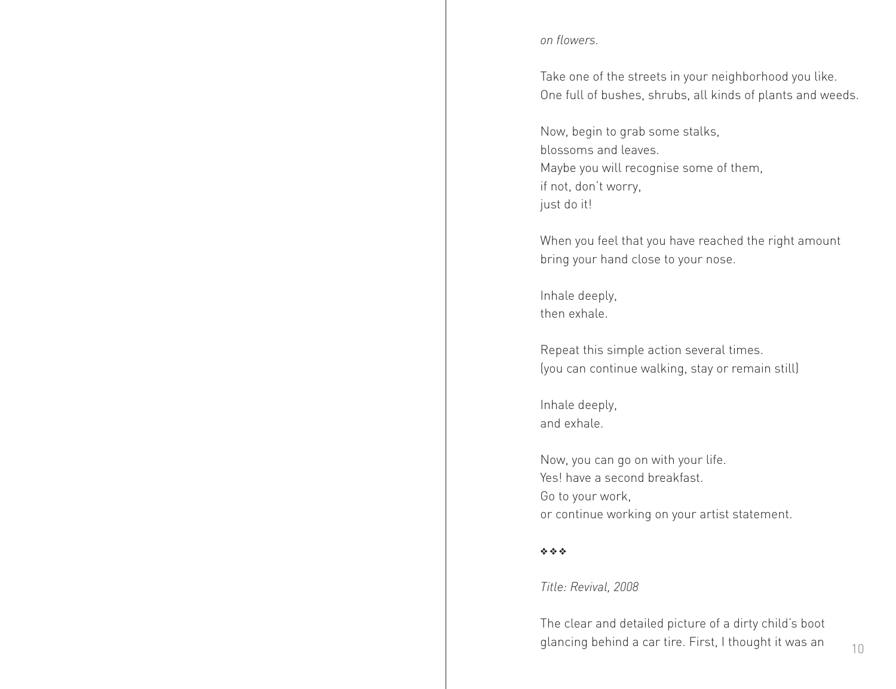*on flowers.*

Take one of the streets in your neighborhood you like.
One full of bushes, shrubs, all kinds of plants and weeds.

Now, begin to grab some stalks,
blossoms and leaves.
Maybe you will recognise some of them,
if not, don't worry,
just do it!

When you feel that you have reached the right amount
bring your hand close to your nose.

Inhale deeply,
then exhale.

Repeat this simple action several times.
(you can continue walking, stay or remain still)

Inhale deeply,
and exhale.

Now, you can go on with your life.
Yes! have a second breakfast.
Go to your work,
or continue working on your artist statement.

❖❖❖

*Title: Revival, 2008*

The clear and detailed picture of a dirty child's boot
glancing behind a car tire. First, I thought it was an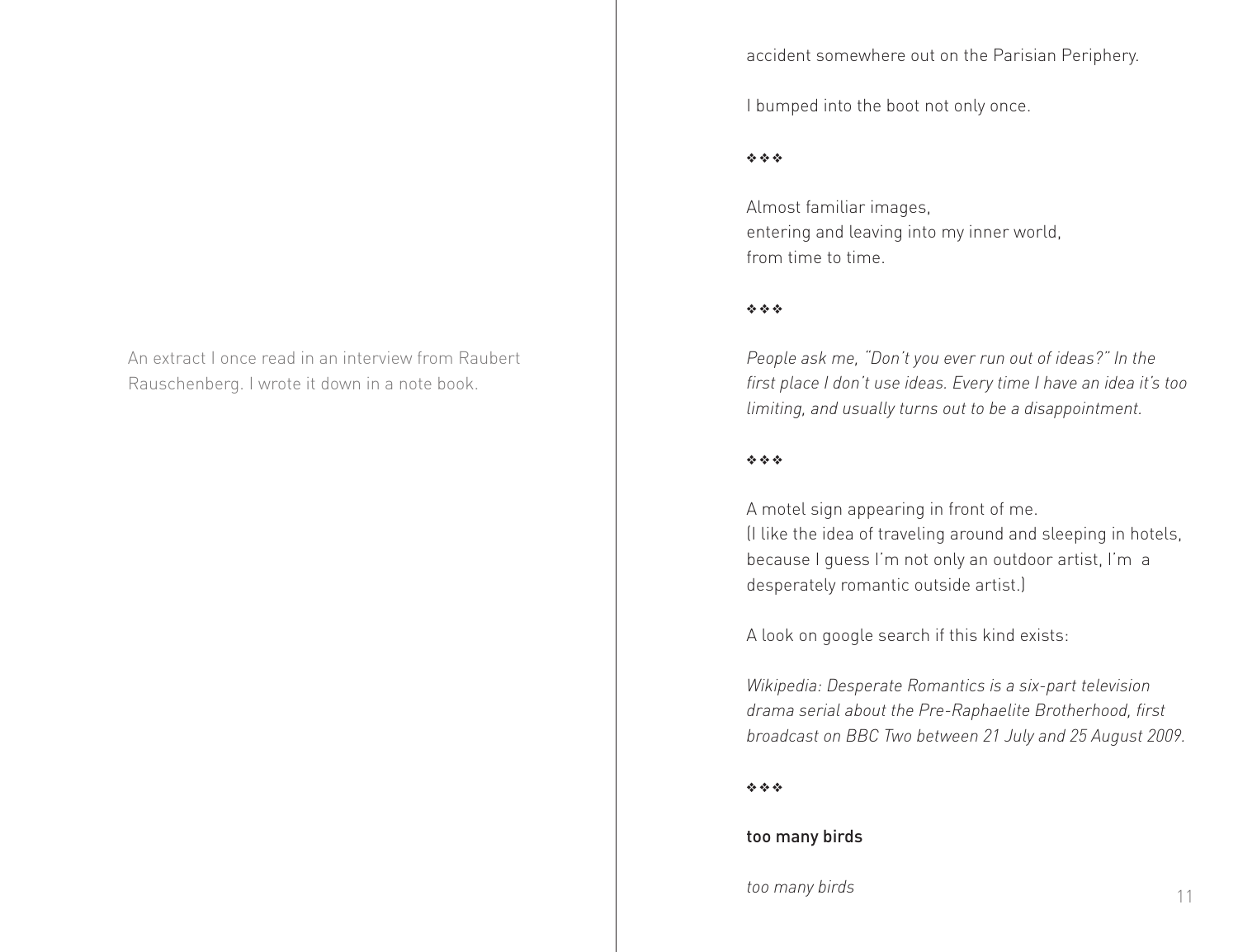An extract I once read in an interview from Raubert Rauschenberg. I wrote it down in a note book.

accident somewhere out on the Parisian Periphery.

I bumped into the boot not only once.

❖❖❖

Almost familiar images,  
entering and leaving into my inner world,  
from time to time.

❖❖❖

*People ask me, "Don't you ever run out of ideas?" In the first place I don't use ideas. Every time I have an idea it's too limiting, and usually turns out to be a disappointment.*

❖❖❖

A motel sign appearing in front of me.  
(I like the idea of traveling around and sleeping in hotels, because I guess I'm not only an outdoor artist, I'm a desperately romantic outside artist.)

A look on google search if this kind exists:

*Wikipedia: Desperate Romantics is a six-part television drama serial about the Pre-Raphaelite Brotherhood, first broadcast on BBC Two between 21 July and 25 August 2009.*

❖❖❖

too many birds

*too many birds*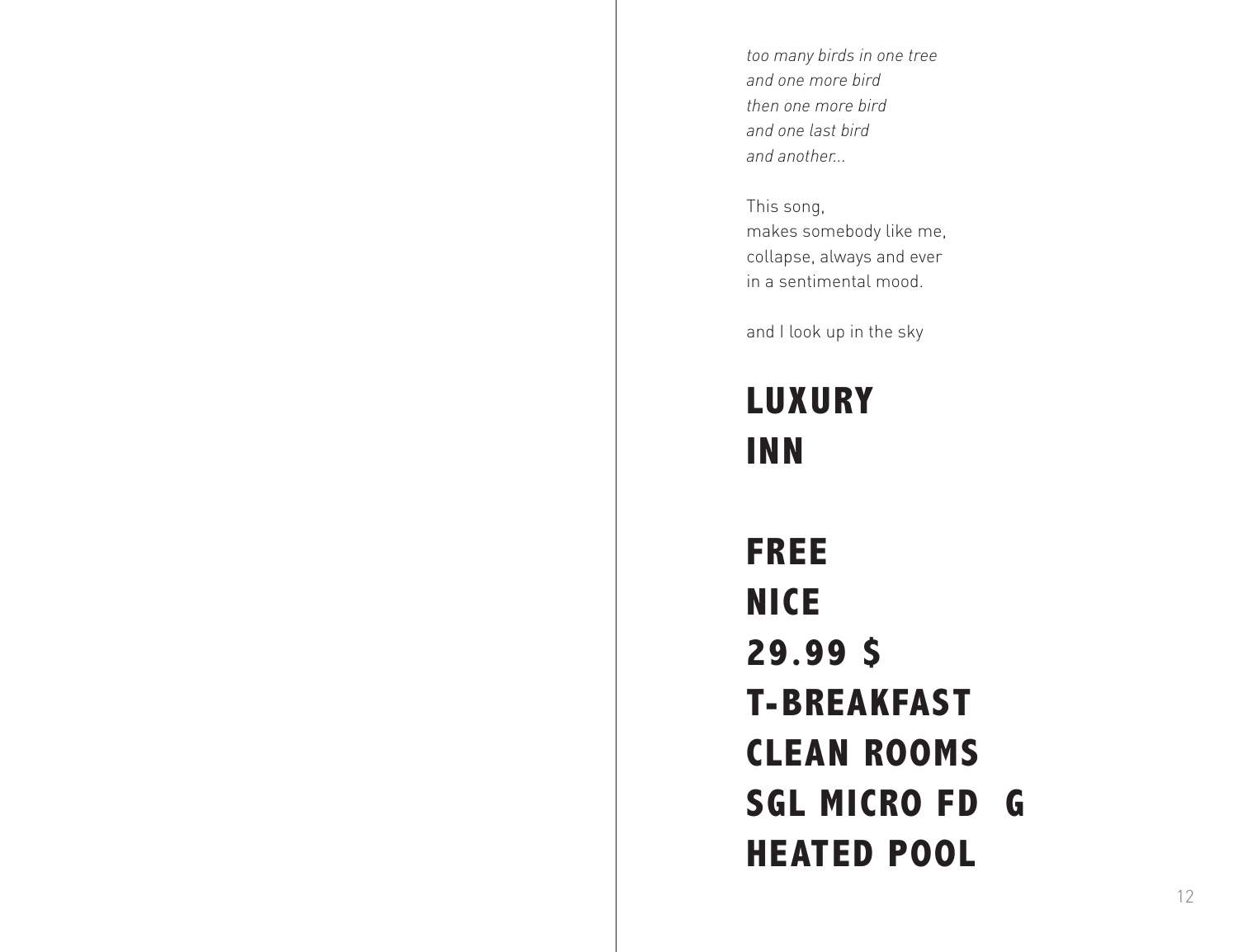*too many birds in one tree*  
*and one more bird*  
*then one more bird*  
*and one last bird*  
*and another...*

This song,  
makes somebody like me,  
collapse, always and ever  
in a sentimental mood.

and I look up in the sky

**LUXURY**  
**INN**

**FREE**  
**NICE**  
**29.99 $**  
**T-BREAKFAST**  
**CLEAN ROOMS**  
**SGL MICRO FD G**  
**HEATED POOL**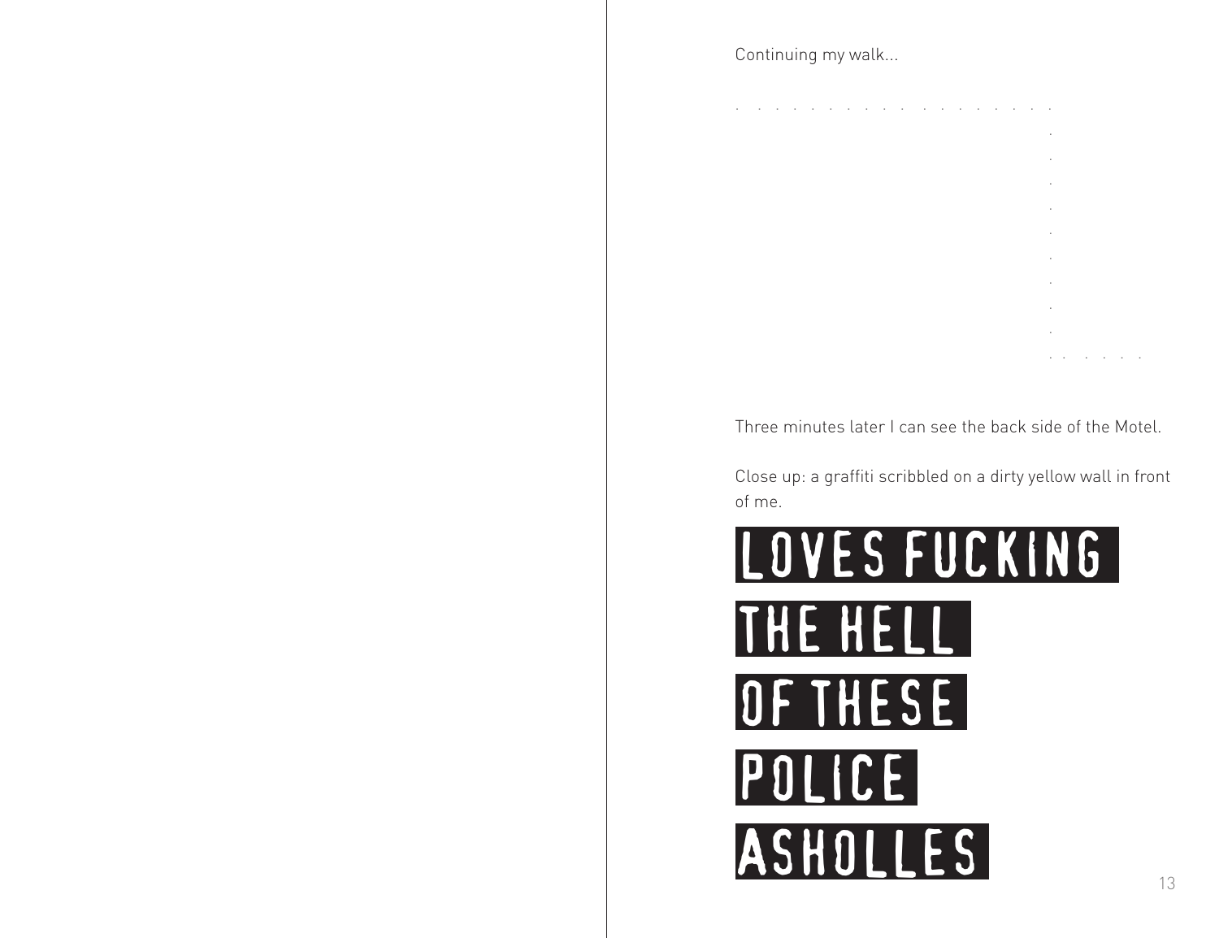Continuing my walk...

. . . . . . . . . . . . . . . . . .
.
.
.
.
.
.
.
.
.
. . . . . .

Three minutes later I can see the back side of the Motel.

Close up: a graffiti scribbled on a dirty yellow wall in front of me.

LOVES FUCKING

THE HELL

OF THESE

POLICE

ASHOLLES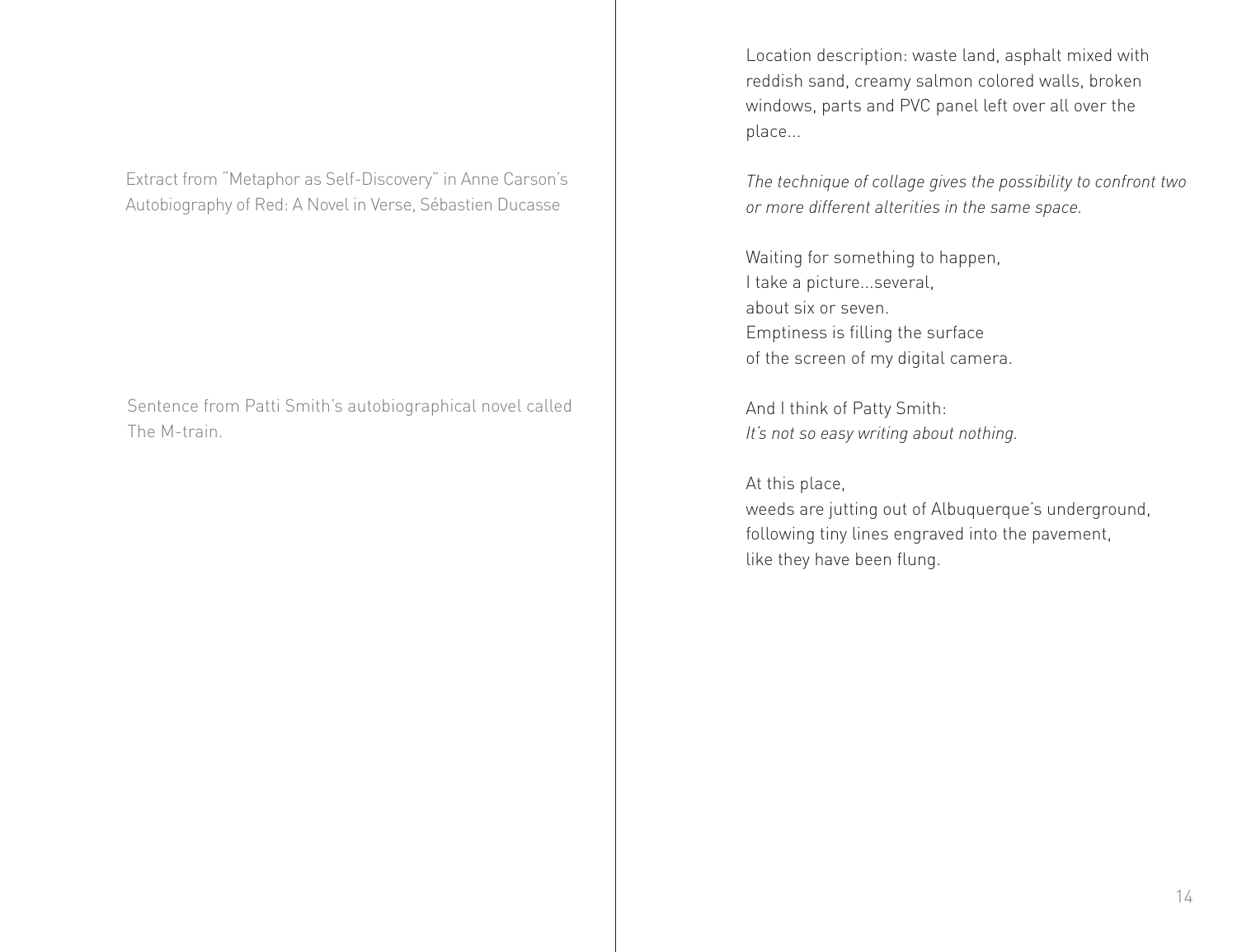Extract from "Metaphor as Self-Discovery" in Anne Carson's Autobiography of Red: A Novel in Verse, Sébastien Ducasse

Sentence from Patti Smith's autobiographical novel called The M-train.

Location description: waste land, asphalt mixed with reddish sand, creamy salmon colored walls, broken windows, parts and PVC panel left over all over the place...

*The technique of collage gives the possibility to confront two or more different alterities in the same space.*

Waiting for something to happen,
I take a picture...several,
about six or seven.
Emptiness is filling the surface
of the screen of my digital camera.

And I think of Patty Smith:
*It's not so easy writing about nothing.*

At this place,
weeds are jutting out of Albuquerque's underground,
following tiny lines engraved into the pavement,
like they have been flung.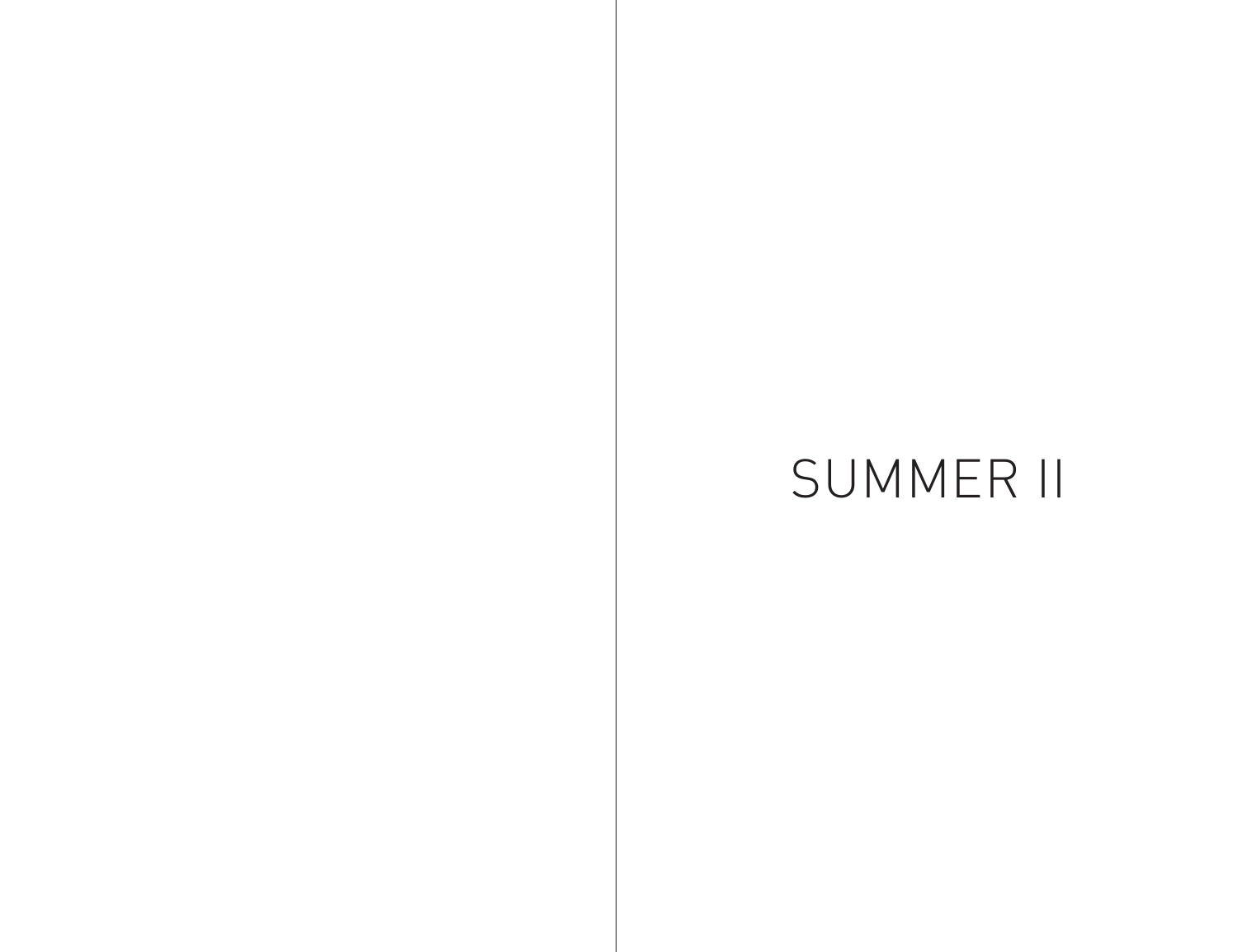# SUMMER II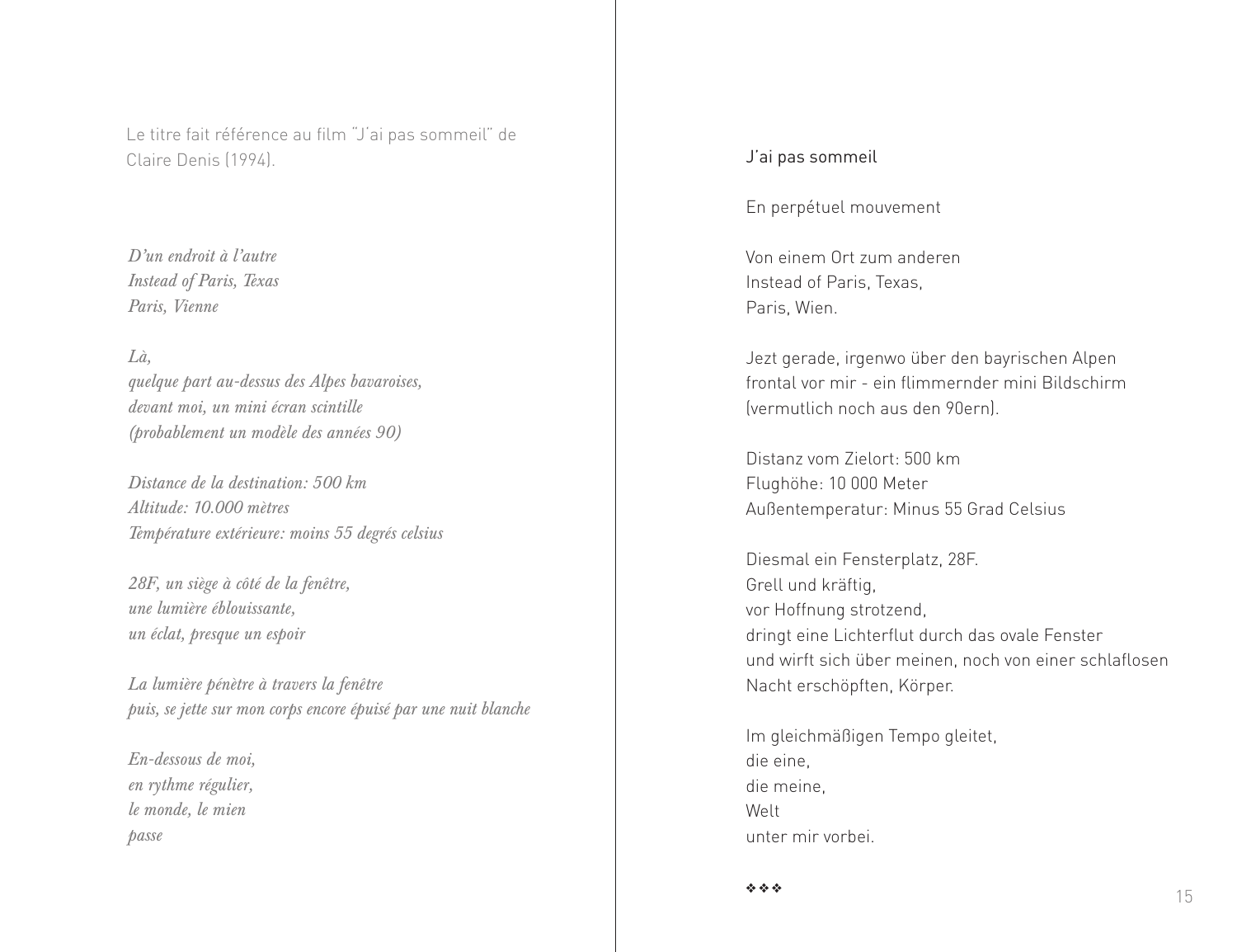Le titre fait référence au film "J'ai pas sommeil" de Claire Denis (1994).

*D'un endroit à l'autre*
*Instead of Paris, Texas*
*Paris, Vienne*

*Là,*
*quelque part au-dessus des Alpes bavaroises,*
*devant moi, un mini écran scintille*
*(probablement un modèle des années 90)*

*Distance de la destination: 500 km*
*Altitude: 10.000 mètres*
*Température extérieure: moins 55 degrés celsius*

*28F, un siège à côté de la fenêtre,*
*une lumière éblouissante,*
*un éclat, presque un espoir*

*La lumière pénètre à travers la fenêtre*
*puis, se jette sur mon corps encore épuisé par une nuit blanche*

*En-dessous de moi,*
*en rythme régulier,*
*le monde, le mien*
*passe*

## J'ai pas sommeil

En perpétuel mouvement

Von einem Ort zum anderen
Instead of Paris, Texas,
Paris, Wien.

Jetzt gerade, irgenwo über den bayrischen Alpen
frontal vor mir - ein flimmernder mini Bildschirm
(vermutlich noch aus den 90ern).

Distanz vom Zielort: 500 km
Flughöhe: 10 000 Meter
Außentemperatur: Minus 55 Grad Celsius

Diesmal ein Fensterplatz, 28F.
Grell und kräftig,
vor Hoffnung strotzend,
dringt eine Lichterflut durch das ovale Fenster
und wirft sich über meinen, noch von einer schlaflosen
Nacht erschöpften, Körper.

Im gleichmäßigen Tempo gleitet,
die eine,
die meine,
Welt
unter mir vorbei.

❖❖❖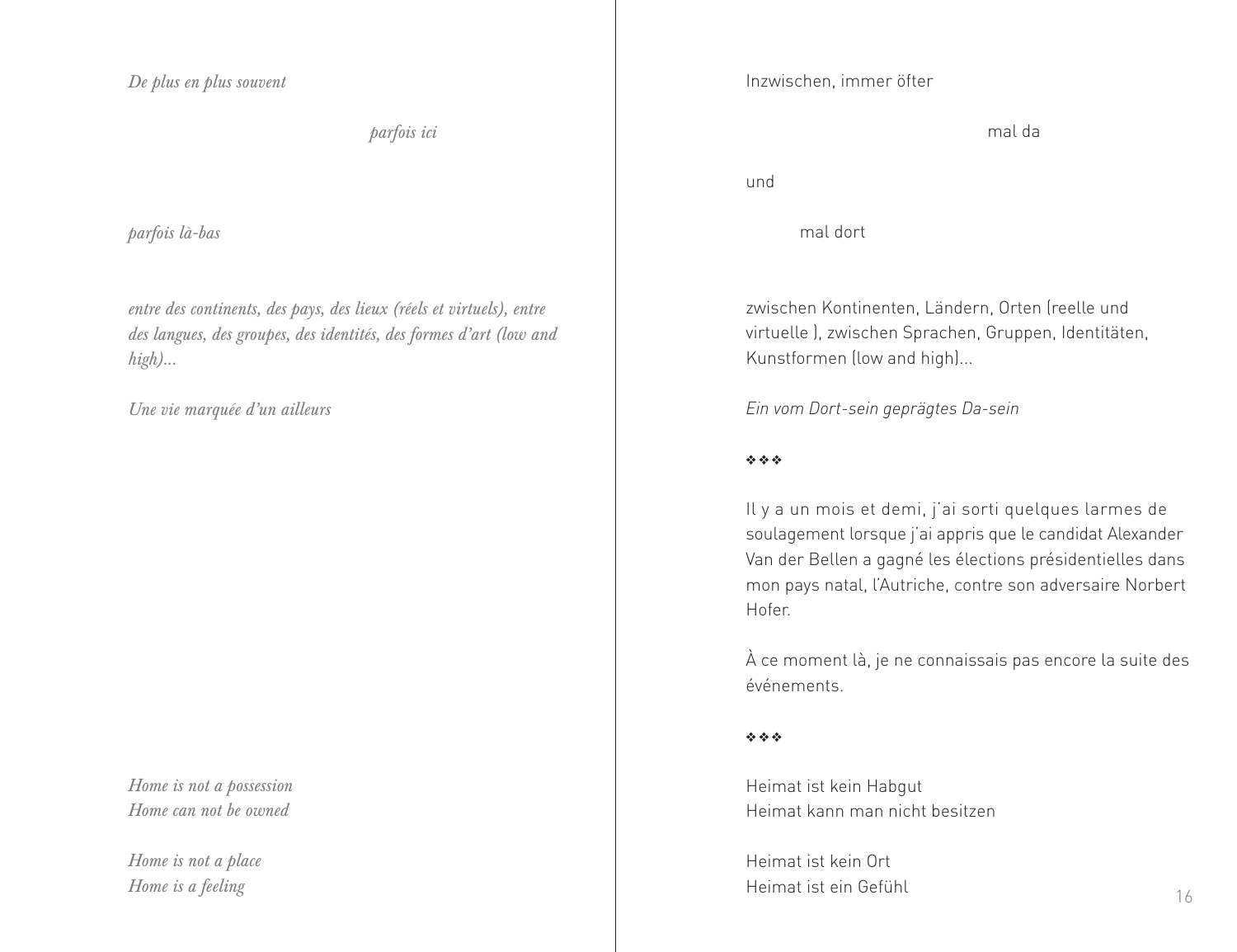*De plus en plus souvent*

*parfois ici*

*parfois là-bas*

*entre des continents, des pays, des lieux (réels et virtuels), entre des langues, des groupes, des identités, des formes d'art (low and high)...*

*Une vie marquée d'un ailleurs*

*Home is not a possession*
*Home can not be owned*

*Home is not a place*
*Home is a feeling*

Inzwischen, immer öfter

mal da

und

mal dort

zwischen Kontinenten, Ländern, Orten (reelle und virtuelle ), zwischen Sprachen, Gruppen, Identitäten, Kunstformen (low and high)...

*Ein vom Dort-sein geprägtes Da-sein*

❖❖❖

Il y a un mois et demi, j'ai sorti quelques larmes de soulagement lorsque j'ai appris que le candidat Alexander Van der Bellen a gagné les élections présidentielles dans mon pays natal, l'Autriche, contre son adversaire Norbert Hofer.

À ce moment là, je ne connaissais pas encore la suite des événements.

❖❖❖

Heimat ist kein Habgut
Heimat kann man nicht besitzen

Heimat ist kein Ort
Heimat ist ein Gefühl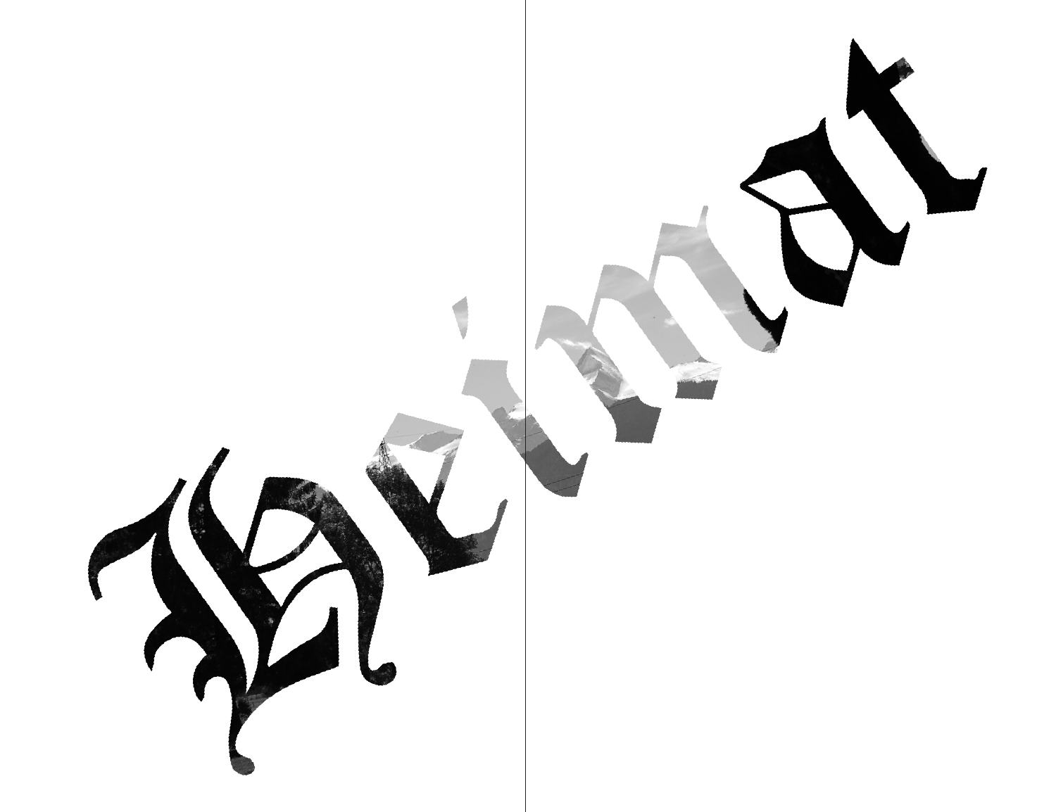# Heimat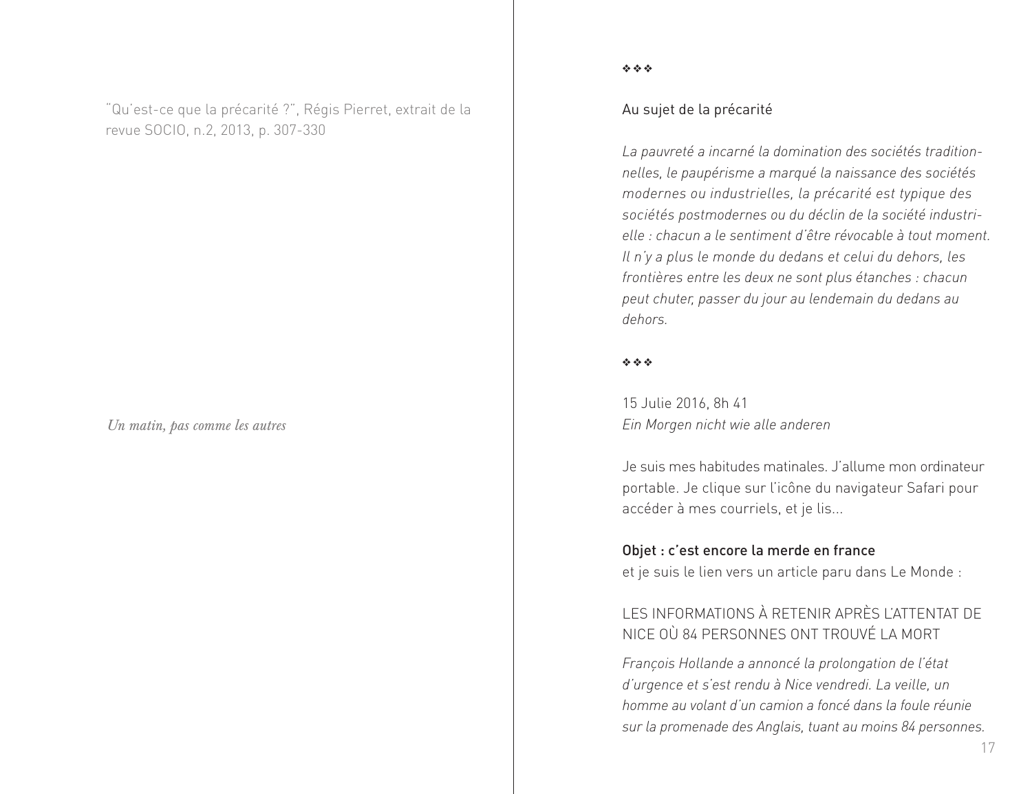"Qu'est-ce que la précarité ?", Régis Pierret, extrait de la revue SOCIO, n.2, 2013, p. 307-330

*Un matin, pas comme les autres*

❖❖❖

Au sujet de la précarité

*La pauvreté a incarné la domination des sociétés traditionnelles, le paupérisme a marqué la naissance des sociétés modernes ou industrielles, la précarité est typique des sociétés postmodernes ou du déclin de la société industrielle : chacun a le sentiment d'être révocable à tout moment. Il n'y a plus le monde du dedans et celui du dehors, les frontières entre les deux ne sont plus étanches : chacun peut chuter, passer du jour au lendemain du dedans au dehors.*

❖❖❖

15 Julie 2016, 8h 41
*Ein Morgen nicht wie alle anderen*

Je suis mes habitudes matinales. J'allume mon ordinateur portable. Je clique sur l'icône du navigateur Safari pour accéder à mes courriels, et je lis...

Objet : c'est encore la merde en france
et je suis le lien vers un article paru dans Le Monde :

LES INFORMATIONS À RETENIR APRÈS L'ATTENTAT DE NICE OÙ 84 PERSONNES ONT TROUVÉ LA MORT

*François Hollande a annoncé la prolongation de l'état d'urgence et s'est rendu à Nice vendredi. La veille, un homme au volant d'un camion a foncé dans la foule réunie sur la promenade des Anglais, tuant au moins 84 personnes.*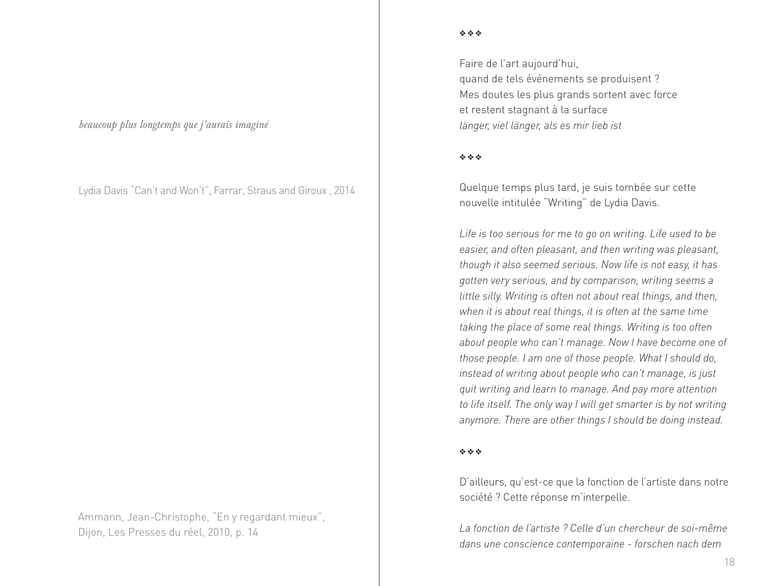*beaucoup plus longtemps que j'aurais imaginé*

Lydia Davis "Can't and Won't", Farrar, Straus and Giroux , 2014

Ammann, Jean-Christophe, "En y regardant mieux", Dijon, Les Presses du réel, 2010, p. 14

❖❖❖

Faire de l'art aujourd'hui,
quand de tels événements se produisent ?
Mes doutes les plus grands sortent avec force
et restent stagnant à la surface
*länger, viel länger, als es mir lieb ist*

❖❖❖

Quelque temps plus tard, je suis tombée sur cette nouvelle intitulée "Writing" de Lydia Davis.

*Life is too serious for me to go on writing. Life used to be easier, and often pleasant, and then writing was pleasant, though it also seemed serious. Now life is not easy, it has gotten very serious, and by comparison, writing seems a little silly. Writing is often not about real things, and then, when it is about real things, it is often at the same time taking the place of some real things. Writing is too often about people who can't manage. Now I have become one of those people. I am one of those people. What I should do, instead of writing about people who can't manage, is just quit writing and learn to manage. And pay more attention to life itself. The only way I will get smarter is by not writing anymore. There are other things I should be doing instead.*

❖❖❖

D'ailleurs, qu'est-ce que la fonction de l'artiste dans notre société ? Cette réponse m'interpelle.

*La fonction de l'artiste ? Celle d'un chercheur de soi-même dans une conscience contemporaine - forschen nach dem*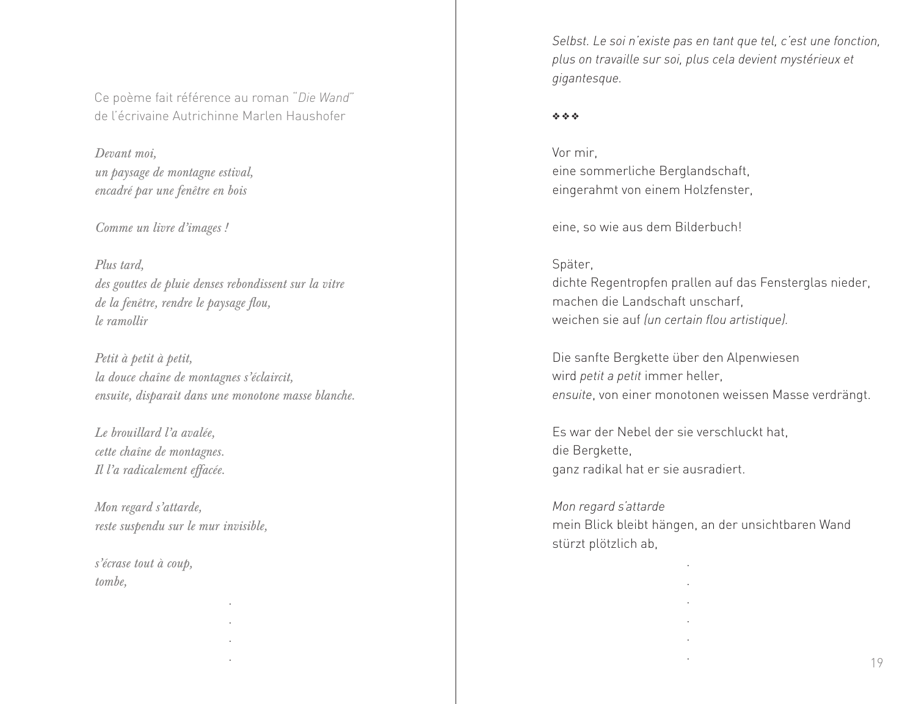Ce poème fait référence au roman "*Die Wand*" de l'écrivaine Autrichinne Marlen Haushofer

*Devant moi,*
*un paysage de montagne estival,*
*encadré par une fenêtre en bois*

*Comme un livre d'images !*

*Plus tard,*
*des gouttes de pluie denses rebondissent sur la vitre*
*de la fenêtre, rendre le paysage flou,*
*le ramollir*

*Petit à petit à petit,*
*la douce chaîne de montagnes s'éclaircit,*
*ensuite, disparait dans une monotone masse blanche.*

*Le brouillard l'a avalée,*
*cette chaîne de montagnes.*
*Il l'a radicalement effacée.*

*Mon regard s'attarde,*
*reste suspendu sur le mur invisible,*

*s'écrase tout à coup,*
*tombe,*

.
.
.
.

*Selbst. Le soi n'existe pas en tant que tel, c'est une fonction, plus on travaille sur soi, plus cela devient mystérieux et gigantesque.*

❖❖❖

Vor mir,
eine sommerliche Berglandschaft,
eingerahmt von einem Holzfenster,

eine, so wie aus dem Bilderbuch!

Später,
dichte Regentropfen prallen auf das Fensterglas nieder,
machen die Landschaft unscharf,
weichen sie auf *(un certain flou artistique).*

Die sanfte Bergkette über den Alpenwiesen
wird *petit a petit* immer heller,
*ensuite*, von einer monotonen weissen Masse verdrängt.

Es war der Nebel der sie verschluckt hat,
die Bergkette,
ganz radikal hat er sie ausradiert.

*Mon regard s'attarde*
mein Blick bleibt hängen, an der unsichtbaren Wand
stürzt plötzlich ab,

.
.
.
.
.
.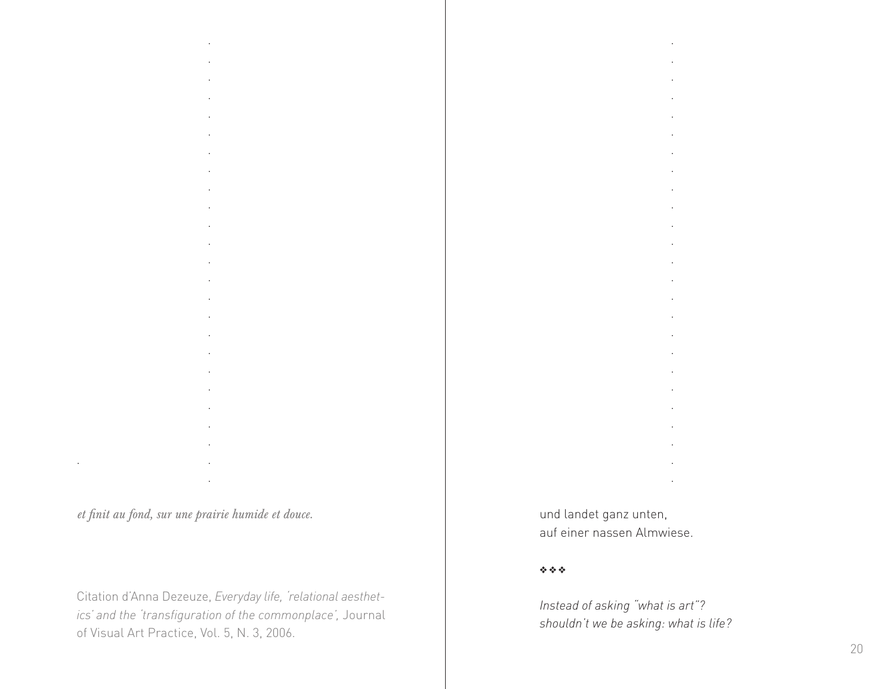*et finit au fond, sur une prairie humide et douce.*

Citation d'Anna Dezeuze, *Everyday life, 'relational aesthetics' and the 'transfiguration of the commonplace'*, Journal of Visual Art Practice, Vol. 5, N. 3, 2006.

und landet ganz unten,
auf einer nassen Almwiese.

❖❖❖

*Instead of asking "what is art"?*
*shouldn't we be asking: what is life?*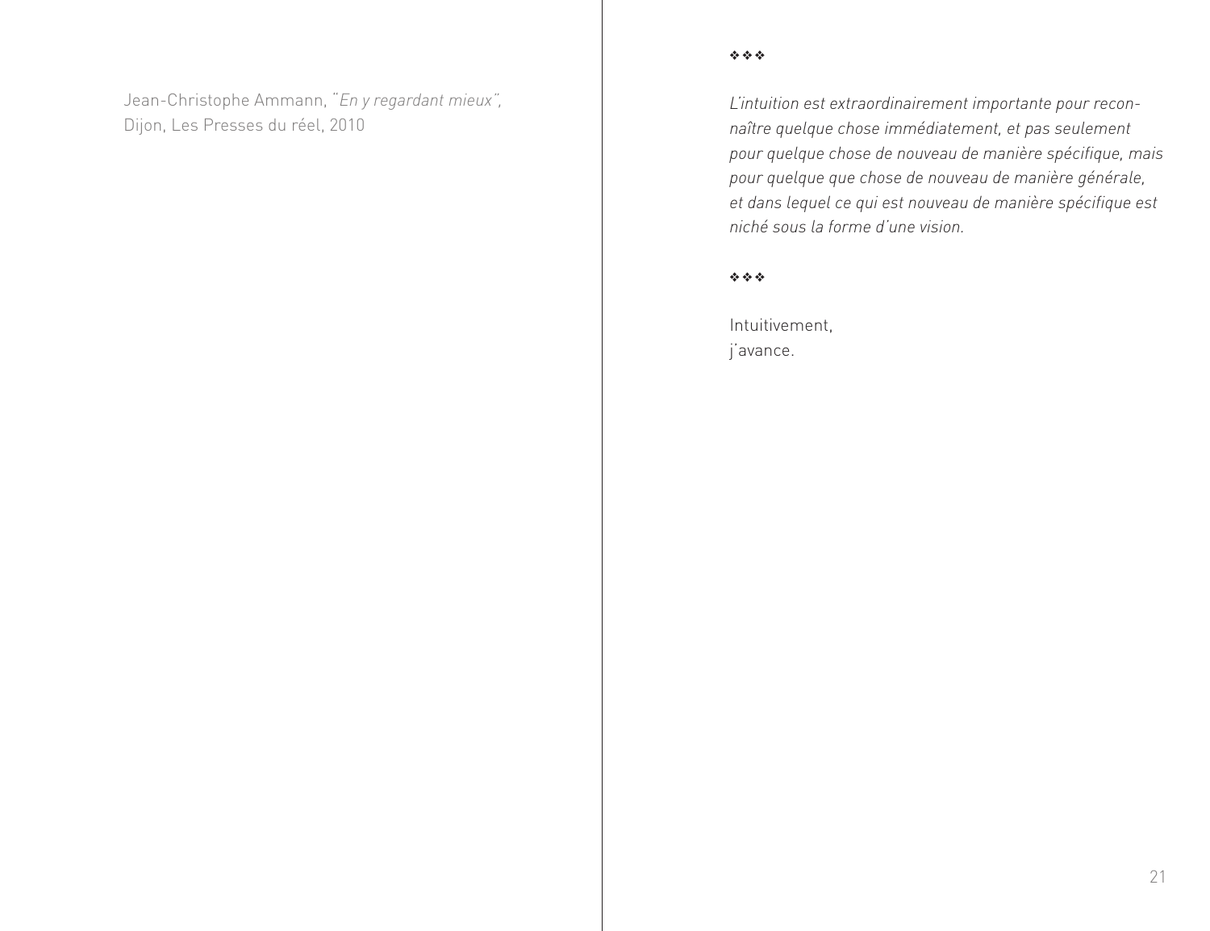Jean-Christophe Ammann, "*En y regardant mieux*",
Dijon, Les Presses du réel, 2010

❖❖❖

*L'intuition est extraordinairement importante pour reconnaître quelque chose immédiatement, et pas seulement pour quelque chose de nouveau de manière spécifique, mais pour quelque que chose de nouveau de manière générale, et dans lequel ce qui est nouveau de manière spécifique est niché sous la forme d'une vision.*

❖❖❖

Intuitivement,
j'avance.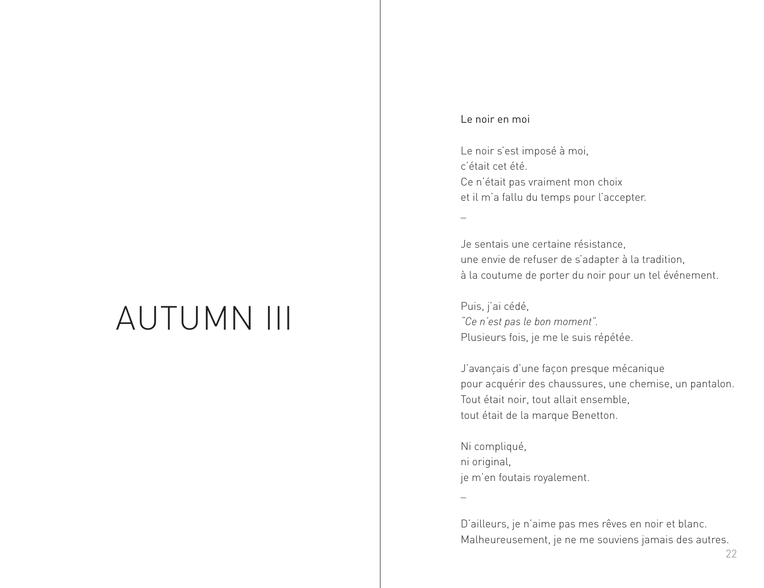# AUTUMN III

## Le noir en moi

Le noir s'est imposé à moi,  
c'était cet été.  
Ce n'était pas vraiment mon choix  
et il m'a fallu du temps pour l'accepter.

–

Je sentais une certaine résistance,  
une envie de refuser de s'adapter à la tradition,  
à la coutume de porter du noir pour un tel événement.

Puis, j'ai cédé,  
*"Ce n'est pas le bon moment".*  
Plusieurs fois, je me le suis répétée.

J'avançais d'une façon presque mécanique  
pour acquérir des chaussures, une chemise, un pantalon.  
Tout était noir, tout allait ensemble,  
tout était de la marque Benetton.

Ni compliqué,  
ni original,  
je m'en foutais royalement.

–

D'ailleurs, je n'aime pas mes rêves en noir et blanc.  
Malheureusement, je ne me souviens jamais des autres.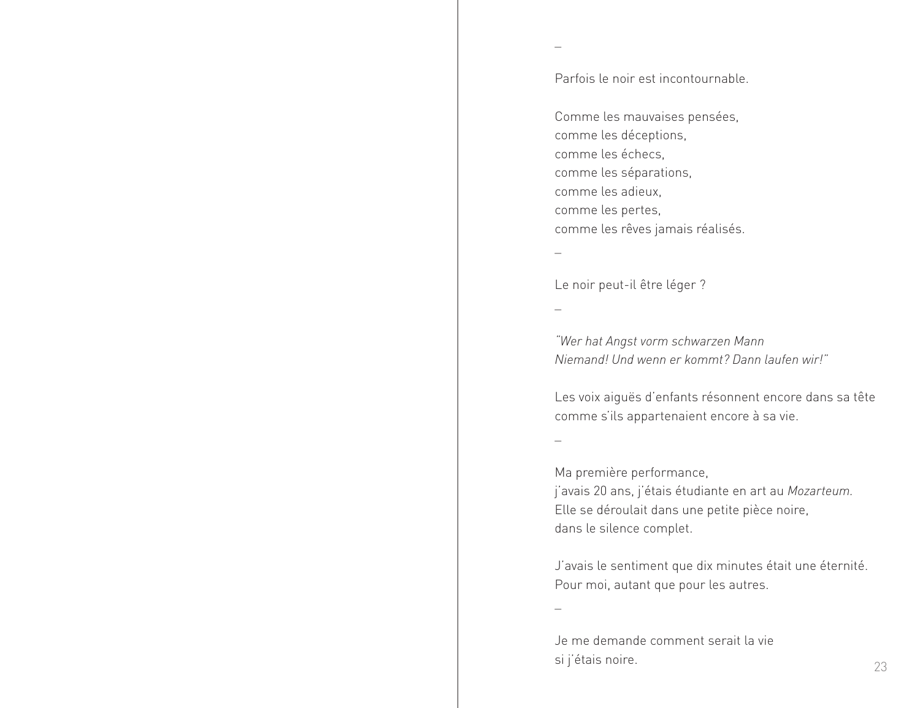–

Parfois le noir est incontournable.

Comme les mauvaises pensées,
comme les déceptions,
comme les échecs,
comme les séparations,
comme les adieux,
comme les pertes,
comme les rêves jamais réalisés.

–

Le noir peut-il être léger ?

–

*"Wer hat Angst vorm schwarzen Mann
Niemand! Und wenn er kommt? Dann laufen wir!"*

Les voix aiguës d'enfants résonnent encore dans sa tête
comme s'ils appartenaient encore à sa vie.

–

Ma première performance,
j'avais 20 ans, j'étais étudiante en art au *Mozarteum*.
Elle se déroulait dans une petite pièce noire,
dans le silence complet.

J'avais le sentiment que dix minutes était une éternité.
Pour moi, autant que pour les autres.

–

Je me demande comment serait la vie
si j'étais noire.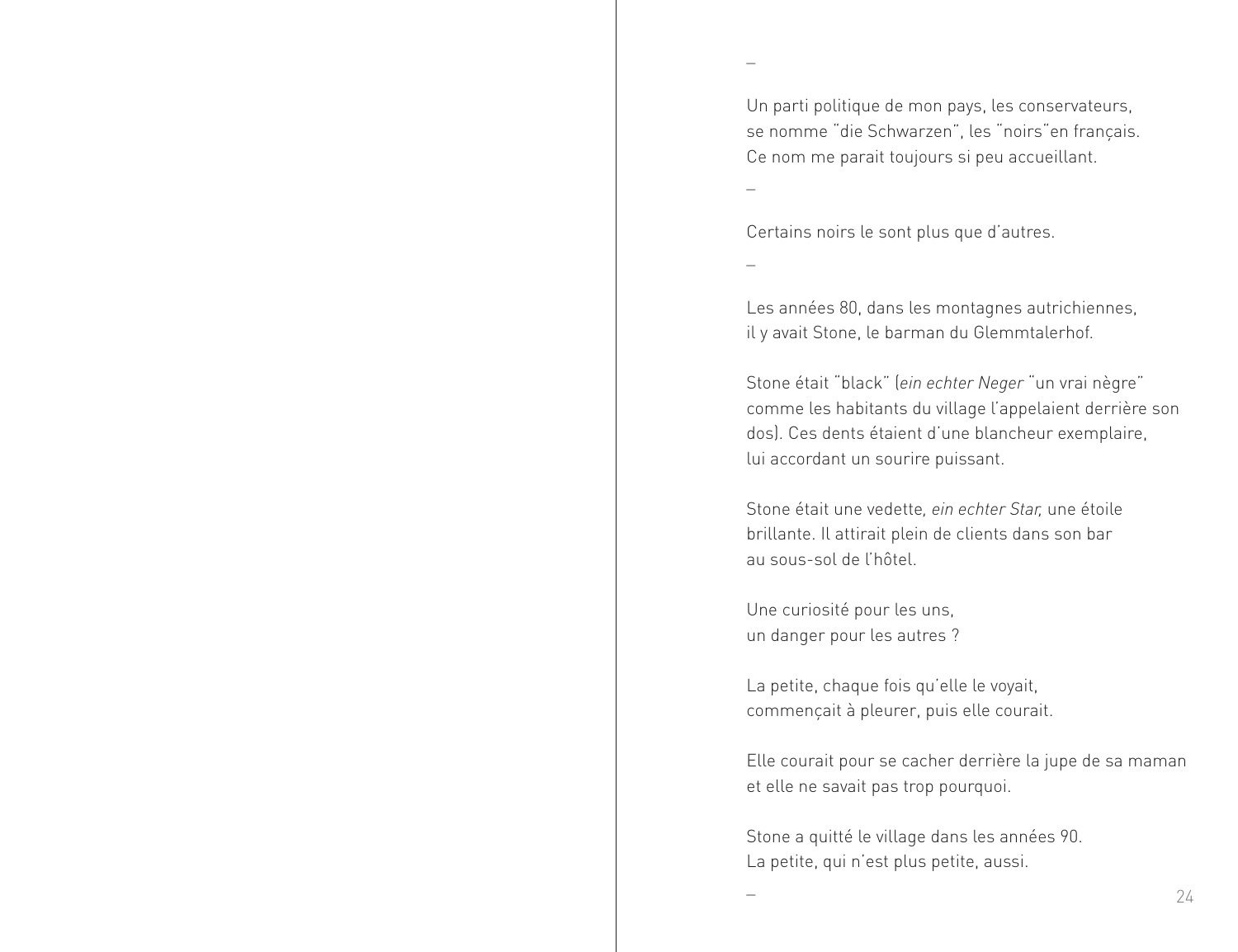–

Un parti politique de mon pays, les conservateurs,
se nomme "die Schwarzen", les "noirs"en français.
Ce nom me parait toujours si peu accueillant.

–

Certains noirs le sont plus que d'autres.

–

Les années 80, dans les montagnes autrichiennes,
il y avait Stone, le barman du Glemmtalerhof.

Stone était "black" (*ein echter Neger* "un vrai nègre"
comme les habitants du village l'appelaient derrière son
dos). Ces dents étaient d'une blancheur exemplaire,
lui accordant un sourire puissant.

Stone était une vedette, *ein echter Star,* une étoile
brillante. Il attirait plein de clients dans son bar
au sous-sol de l'hôtel.

Une curiosité pour les uns,
un danger pour les autres ?

La petite, chaque fois qu'elle le voyait,
commençait à pleurer, puis elle courait.

Elle courait pour se cacher derrière la jupe de sa maman
et elle ne savait pas trop pourquoi.

Stone a quitté le village dans les années 90.
La petite, qui n'est plus petite, aussi.

–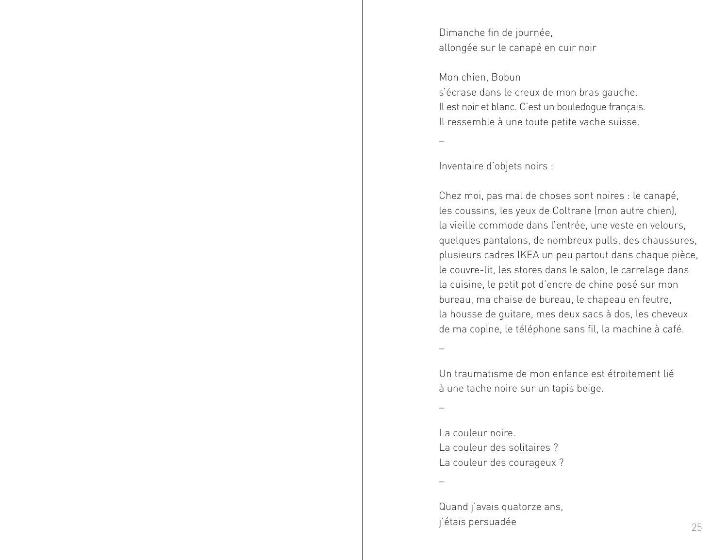Dimanche fin de journée,
allongée sur le canapé en cuir noir

Mon chien, Bobun
s'écrase dans le creux de mon bras gauche.
Il est noir et blanc. C'est un bouledogue français.
Il ressemble à une toute petite vache suisse.

–

Inventaire d'objets noirs :

Chez moi, pas mal de choses sont noires : le canapé,
les coussins, les yeux de Coltrane (mon autre chien),
la vieille commode dans l'entrée, une veste en velours,
quelques pantalons, de nombreux pulls, des chaussures,
plusieurs cadres IKEA un peu partout dans chaque pièce,
le couvre-lit, les stores dans le salon, le carrelage dans
la cuisine, le petit pot d'encre de chine posé sur mon
bureau, ma chaise de bureau, le chapeau en feutre,
la housse de guitare, mes deux sacs à dos, les cheveux
de ma copine, le téléphone sans fil, la machine à café.

–

Un traumatisme de mon enfance est étroitement lié
à une tache noire sur un tapis beige.

–

La couleur noire.
La couleur des solitaires ?
La couleur des courageux ?

–

Quand j'avais quatorze ans,
j'étais persuadée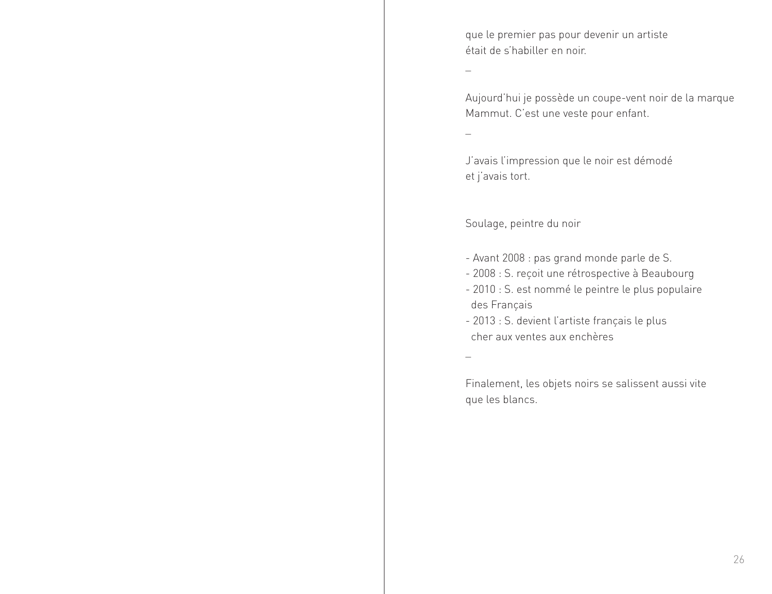que le premier pas pour devenir un artiste
était de s'habiller en noir.

–

Aujourd'hui je possède un coupe-vent noir de la marque Mammut. C'est une veste pour enfant.

–

J'avais l'impression que le noir est démodé
et j'avais tort.

Soulage, peintre du noir

- Avant 2008 : pas grand monde parle de S.
- 2008 : S. reçoit une rétrospective à Beaubourg
- 2010 : S. est nommé le peintre le plus populaire des Français
- 2013 : S. devient l'artiste français le plus cher aux ventes aux enchères

–

Finalement, les objets noirs se salissent aussi vite
que les blancs.